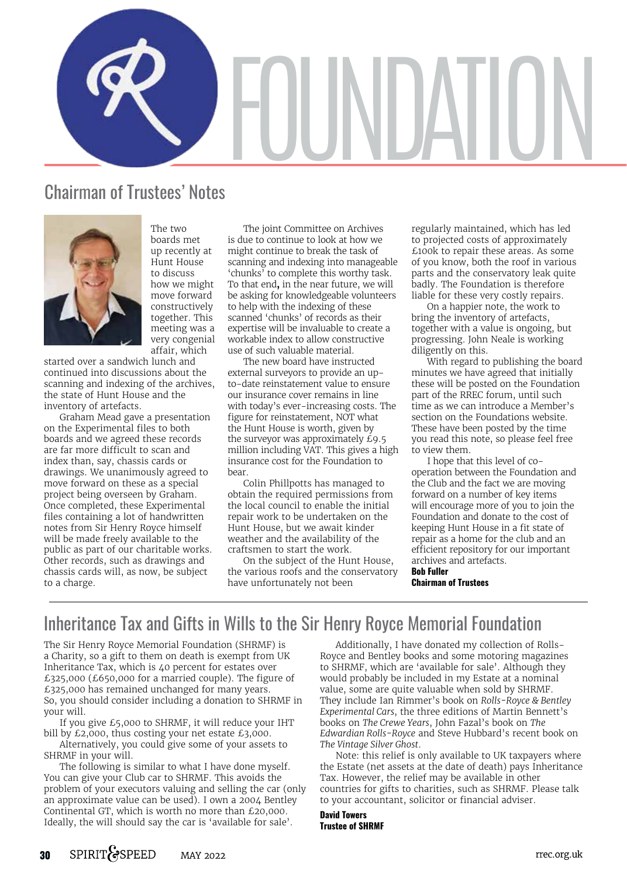# FOUNDATION

## Chairman of Trustees' Notes

The two boards met up recently at Hunt House to discuss how we might move forward constructively together. This meeting was a very congenial affair, which started over a sandwich lunch and continued into discussions about the scanning and indexing of the archives, the state of Hunt House and the inventory of artefacts.

Graham Mead gave a presentation on the Experimental files to both boards and we agreed these records are far more difficult to scan and index than, say, chassis cards or drawings. We unanimously agreed to move forward on these as a special project being overseen by Graham. Once completed, these Experimental files containing a lot of handwritten notes from Sir Henry Royce himself will be made freely available to the public as part of our charitable works. Other records, such as drawings and chassis cards will, as now, be subject to a charge.

The joint Committee on Archives is due to continue to look at how we might continue to break the task of scanning and indexing into manageable 'chunks' to complete this worthy task. To that end**,** in the near future, we will be asking for knowledgeable volunteers to help with the indexing of these scanned 'chunks' of records as their expertise will be invaluable to create a workable index to allow constructive use of such valuable material.

The new board have instructed external surveyors to provide an up-to-date reinstatement value to ensure our insurance cover remains in line with today's ever-increasing costs. The figure for reinstatement, NOT what the Hunt House is worth, given by the surveyor was approximately £9.5 million including VAT. This gives a high insurance cost for the Foundation to bear.

Colin Phillpotts has managed to obtain the required permissions from the local council to enable the initial repair work to be undertaken on the Hunt House, but we await kinder weather and the availability of the craftsmen to start the work.

On the subject of the Hunt House, the various roofs and the conservatory have unfortunately not been regularly maintained, which has led to projected costs of approximately £100k to repair these areas. As some of you know, both the roof in various parts and the conservatory leak quite badly. The Foundation is therefore liable for these very costly repairs.

On a happier note, the work to bring the inventory of artefacts, together with a value is ongoing, but progressing. John Neale is working diligently on this.

With regard to publishing the board minutes we have agreed that initially these will be posted on the Foundation part of the RREC forum, until such time as we can introduce a Member's section on the Foundations website. These have been posted by the time you read this note, so please feel free to view them.

I hope that this level of co-operation between the Foundation and the Club and the fact we are moving forward on a number of key items will encourage more of you to join the Foundation and donate to the cost of keeping Hunt House in a fit state of repair as a home for the club and an efficient repository for our important archives and artefacts.

**Bob Fuller**
**Chairman of Trustees**

## Inheritance Tax and Gifts in Wills to the Sir Henry Royce Memorial Foundation

The Sir Henry Royce Memorial Foundation (SHRMF) is a Charity, so a gift to them on death is exempt from UK Inheritance Tax, which is 40 percent for estates over £325,000 (£650,000 for a married couple). The figure of £325,000 has remained unchanged for many years. So, you should consider including a donation to SHRMF in your will.

If you give £5,000 to SHRMF, it will reduce your IHT bill by £2,000, thus costing your net estate £3,000.

Alternatively, you could give some of your assets to SHRMF in your will.

The following is similar to what I have done myself. You can give your Club car to SHRMF. This avoids the problem of your executors valuing and selling the car (only an approximate value can be used). I own a 2004 Bentley Continental GT, which is worth no more than £20,000. Ideally, the will should say the car is 'available for sale'.

Additionally, I have donated my collection of Rolls-Royce and Bentley books and some motoring magazines to SHRMF, which are 'available for sale'. Although they would probably be included in my Estate at a nominal value, some are quite valuable when sold by SHRMF. They include Ian Rimmer's book on *Rolls-Royce & Bentley Experimental Cars*, the three editions of Martin Bennett's books on *The Crewe Years*, John Fazal's book on *The Edwardian Rolls-Royce* and Steve Hubbard's recent book on *The Vintage Silver Ghost*.

Note: this relief is only available to UK taxpayers where the Estate (net assets at the date of death) pays Inheritance Tax. However, the relief may be available in other countries for gifts to charities, such as SHRMF. Please talk to your accountant, solicitor or financial adviser.

**David Towers**
**Trustee of SHRMF**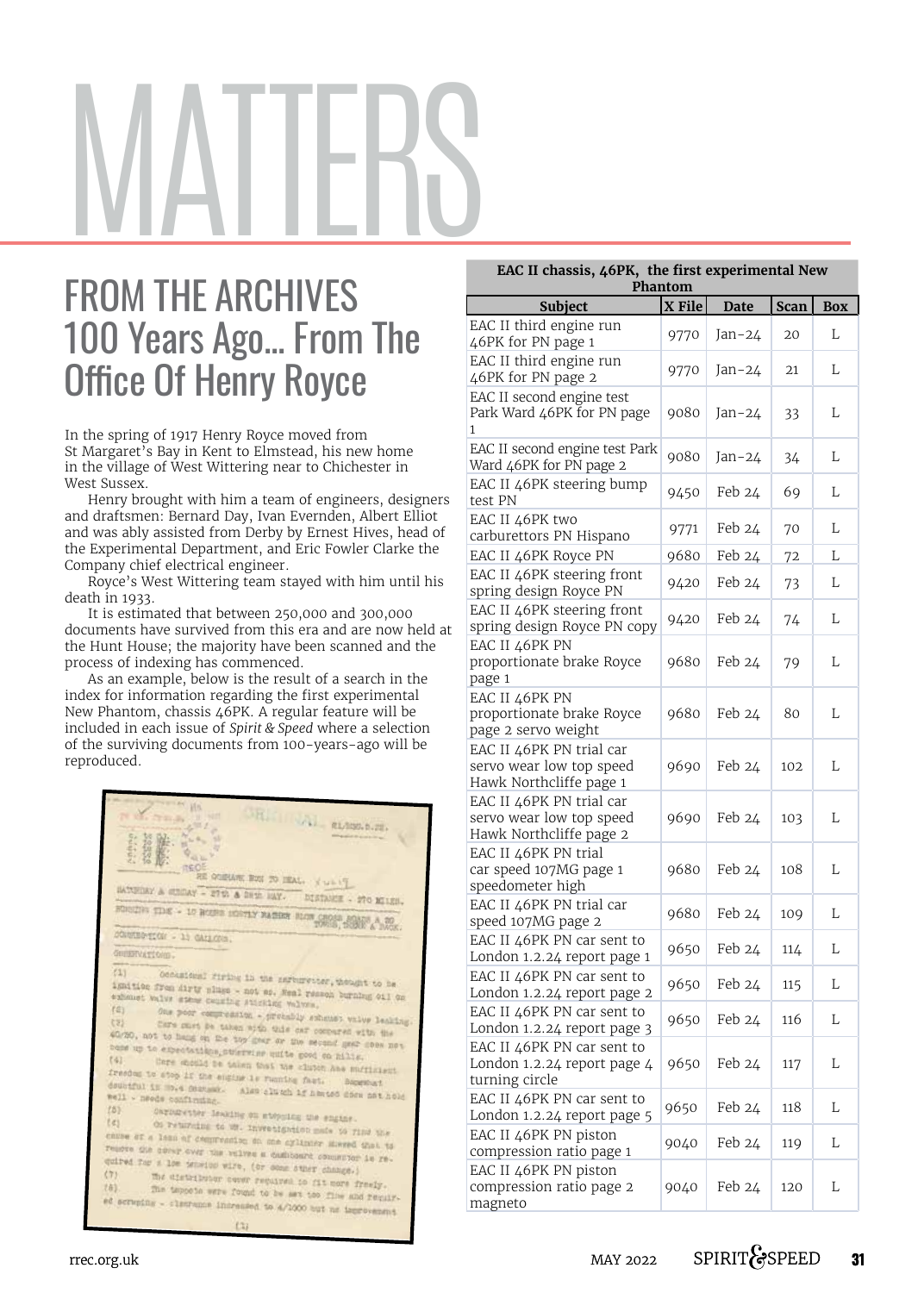# MATTERS

## FROM THE ARCHIVES 100 Years Ago… From The Office Of Henry Royce

In the spring of 1917 Henry Royce moved from St Margaret's Bay in Kent to Elmstead, his new home in the village of West Wittering near to Chichester in West Sussex.

Henry brought with him a team of engineers, designers and draftsmen: Bernard Day, Ivan Evernden, Albert Elliot and was ably assisted from Derby by Ernest Hives, head of the Experimental Department, and Eric Fowler Clarke the Company chief electrical engineer.

Royce's West Wittering team stayed with him until his death in 1933.

It is estimated that between 250,000 and 300,000 documents have survived from this era and are now held at the Hunt House; the majority have been scanned and the process of indexing has commenced.

As an example, below is the result of a search in the index for information regarding the first experimental New Phantom, chassis 46PK. A regular feature will be included in each issue of *Spirit & Speed* where a selection of the surviving documents from 100-years-ago will be reproduced.

| EAC II chassis, 46PK, the first experimental New Phantom | | | | |
|---|---|---|---|---|
| **Subject** | **X File** | **Date** | **Scan** | **Box** |
| EAC II third engine run 46PK for PN page 1 | 9770 | Jan-24 | 20 | L |
| EAC II third engine run 46PK for PN page 2 | 9770 | Jan-24 | 21 | L |
| EAC II second engine test Park Ward 46PK for PN page 1 | 9080 | Jan-24 | 33 | L |
| EAC II second engine test Park Ward 46PK for PN page 2 | 9080 | Jan-24 | 34 | L |
| EAC II 46PK steering bump test PN | 9450 | Feb 24 | 69 | L |
| EAC II 46PK two carburettors PN Hispano | 9771 | Feb 24 | 70 | L |
| EAC II 46PK Royce PN | 9680 | Feb 24 | 72 | L |
| EAC II 46PK steering front spring design Royce PN | 9420 | Feb 24 | 73 | L |
| EAC II 46PK steering front spring design Royce PN copy | 9420 | Feb 24 | 74 | L |
| EAC II 46PK PN proportionate brake Royce page 1 | 9680 | Feb 24 | 79 | L |
| EAC II 46PK PN proportionate brake Royce page 2 servo weight | 9680 | Feb 24 | 80 | L |
| EAC II 46PK PN trial car servo wear low top speed Hawk Northcliffe page 1 | 9690 | Feb 24 | 102 | L |
| EAC II 46PK PN trial car servo wear low top speed Hawk Northcliffe page 2 | 9690 | Feb 24 | 103 | L |
| EAC II 46PK PN trial car speed 107MG page 1 speedometer high | 9680 | Feb 24 | 108 | L |
| EAC II 46PK PN trial car speed 107MG page 2 | 9680 | Feb 24 | 109 | L |
| EAC II 46PK PN car sent to London 1.2.24 report page 1 | 9650 | Feb 24 | 114 | L |
| EAC II 46PK PN car sent to London 1.2.24 report page 2 | 9650 | Feb 24 | 115 | L |
| EAC II 46PK PN car sent to London 1.2.24 report page 3 | 9650 | Feb 24 | 116 | L |
| EAC II 46PK PN car sent to London 1.2.24 report page 4 turning circle | 9650 | Feb 24 | 117 | L |
| EAC II 46PK PN car sent to London 1.2.24 report page 5 | 9650 | Feb 24 | 118 | L |
| EAC II 46PK PN piston compression ratio page 1 | 9040 | Feb 24 | 119 | L |
| EAC II 46PK PN piston compression ratio page 2 magneto | 9040 | Feb 24 | 120 | L |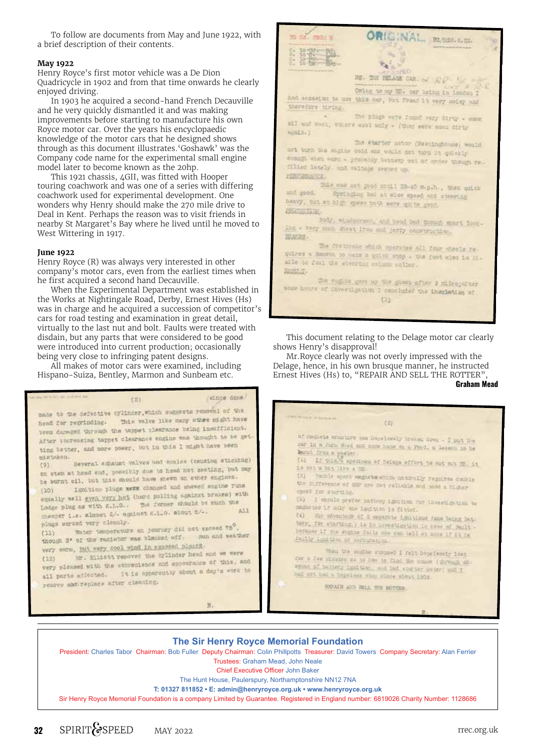To follow are documents from May and June 1922, with a brief description of their contents.

**May 1922**

Henry Royce's first motor vehicle was a De Dion Quadricycle in 1902 and from that time onwards he clearly enjoyed driving.

In 1903 he acquired a second-hand French Decauville and he very quickly dismantled it and was making improvements before starting to manufacture his own Royce motor car. Over the years his encyclopaedic knowledge of the motor cars that he designed shows through as this document illustrates. 'Goshawk' was the Company code name for the experimental small engine model later to become known as the 20hp.

This 1921 chassis, 4GII, was fitted with Hooper touring coachwork and was one of a series with differing coachwork used for experimental development. One wonders why Henry should make the 270 mile drive to Deal in Kent. Perhaps the reason was to visit friends in nearby St Margaret's Bay where he lived until he moved to West Wittering in 1917.

**June 1922**

Henry Royce (R) was always very interested in other company's motor cars, even from the earliest times when he first acquired a second hand Decauville.

When the Experimental Department was established in the Works at Nightingale Road, Derby, Ernest Hives (Hs) was in charge and he acquired a succession of competitor's cars for road testing and examination in great detail, virtually to the last nut and bolt. Faults were treated with disdain, but any parts that were considered to be good were introduced into current production; occasionally being very close to infringing patent designs.

All makes of motor cars were examined, including Hispano-Suiza, Bentley, Marmon and Sunbeam etc.

(2) (since done)

made to the defective cylinder, which suggests removal of the head for regrinding. This valve like many others might have been damaged through the tappet clearance being insufficient. After increasing tappet clearance engine was thought to be getting better, and more power, but in this I might have been mistaken.

(9) Several exhaust valves had scales (causing sticking) on stem at head end, possibly due to head not seating, but may be burnt oil, but this should have shewn on other engines.

(10) Ignition plugs were changed and shewed engine runs equally well even very hot (hard pulling against brakes) with Lodge plug as with K.L.G.. The former should be much the cheaper i.e. almost 2/- against K.L.G. about 5/-. All plugs worked very cleanly.

(11) Water temperature on journey did not exceed 78°, though 3" of the radiator was blanked off. Sun and weather very warm, but very cool wind in exposed places.

(12) Mr. Elliott removed the cylinder head and we were very pleased with the convenience and appearance of this, and all parts affected. It is apparently about a day's work to remove and replace after cleaning.

R.

ORIGINAL

RE. THE DELAGE CAR.

Owing to my HS. car being in London I had occasion to use this car, but found it very noisy and therefore tiring.

The plugs were found very dirty - some oil and soot, others soot only - (they were soon dirty again.)

The starter motor (Westinghouse) would not turn the engine cold and would not turn it quickly enough when warm - probably battery out of order though refilled lately, and voltage seemed up.

PERFORMANCE.

This was not good until 38-40 m.p.h., then quick and good. Springing bad at slow speed and steering heavy, but at high speed both were quite good.

PROTECTION.

Body, windscreen, and hood bad though smart looking - very much sheet iron and jerry construction.

BRAKES.

The footbrake which operates all four wheels requires a Samson to make a quick stop - the foot also is liable to foul the steering column collar.

ENGINE.

The engine gave up the ghost after 9 miles; after some hours of investigation I concluded the insulation of (2)

This document relating to the Delage motor car clearly shows Henry's disapproval!

Mr.Royce clearly was not overly impressed with the Delage, hence, in his own brusque manner, he instructed Ernest Hives (Hs) to, "REPAIR AND SELL THE ROTTER",

**Graham Mead**

(2)

of magneto armature was hopelessly broken down - I put the car in a farm shed and came home on a Ford, a lesson to be learnt from a waster.

(1) If this is a specimen of Delage effort to out out HS. it is not a bit like a HS.

(2) Double spark magneto which naturally requires double the difference of HSP are not reliable and need a higher speed for starting.

(3) I should prefer battery ignition for investigation to magneto if only one ignition is fitted.

(4) The advantage of 2 separate ignitions (one being battery, for starting,) is in investigation in case of fault - because if the engine fails one can tell at once if it is faulty ignition or carburation.

When the engine stopped I felt hopelessly lost for a few minutes as to how to find the cause (through absence of battery ignition, and bad starter motor) and I had not had a hopeless stop since about 1904.

REPAIR AND SELL THE ROTTER.

R.

## The Sir Henry Royce Memorial Foundation

President: Charles Tabor Chairman: Bob Fuller Deputy Chairman: Colin Phillpotts Treasurer: David Towers Company Secretary: Alan Ferrier

Trustees: Graham Mead, John Neale

Chief Executive Officer John Baker

The Hunt House, Paulerspury, Northamptonshire NN12 7NA

T: 01327 811852 • E: admin@henryroyce.org.uk • www.henryroyce.org.uk

Sir Henry Royce Memorial Foundation is a company Limited by Guarantee. Registered in England number: 6819026 Charity Number: 1128686